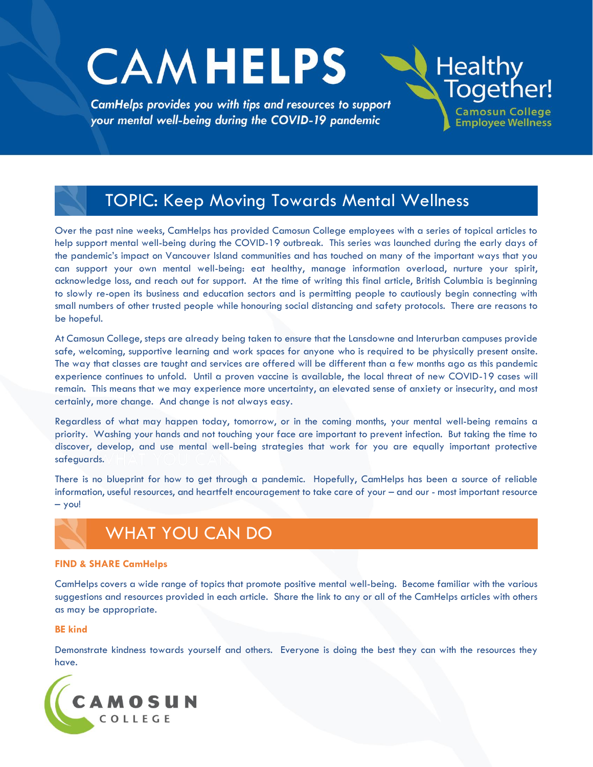# CAMHELPS

*CamHelps provides you with tips and resources to support your mental well-being during the COVID-19 pandemic*

Healthy Together!
Camosun College Employee Wellness

## TOPIC: Keep Moving Towards Mental Wellness

Over the past nine weeks, CamHelps has provided Camosun College employees with a series of topical articles to help support mental well-being during the COVID-19 outbreak. This series was launched during the early days of the pandemic's impact on Vancouver Island communities and has touched on many of the important ways that you can support your own mental well-being: eat healthy, manage information overload, nurture your spirit, acknowledge loss, and reach out for support. At the time of writing this final article, British Columbia is beginning to slowly re-open its business and education sectors and is permitting people to cautiously begin connecting with small numbers of other trusted people while honouring social distancing and safety protocols. There are reasons to be hopeful.

At Camosun College, steps are already being taken to ensure that the Lansdowne and Interurban campuses provide safe, welcoming, supportive learning and work spaces for anyone who is required to be physically present onsite. The way that classes are taught and services are offered will be different than a few months ago as this pandemic experience continues to unfold. Until a proven vaccine is available, the local threat of new COVID-19 cases will remain. This means that we may experience more uncertainty, an elevated sense of anxiety or insecurity, and most certainly, more change. And change is not always easy.

Regardless of what may happen today, tomorrow, or in the coming months, your mental well-being remains a priority. Washing your hands and not touching your face are important to prevent infection. But taking the time to discover, develop, and use mental well-being strategies that work for you are equally important protective safeguards.

There is no blueprint for how to get through a pandemic. Hopefully, CamHelps has been a source of reliable information, useful resources, and heartfelt encouragement to take care of your – and our - most important resource – you!

## WHAT YOU CAN DO

**FIND & SHARE CamHelps**

CamHelps covers a wide range of topics that promote positive mental well-being. Become familiar with the various suggestions and resources provided in each article. Share the link to any or all of the CamHelps articles with others as may be appropriate.

**BE kind**

Demonstrate kindness towards yourself and others. Everyone is doing the best they can with the resources they have.

CAMOSUN COLLEGE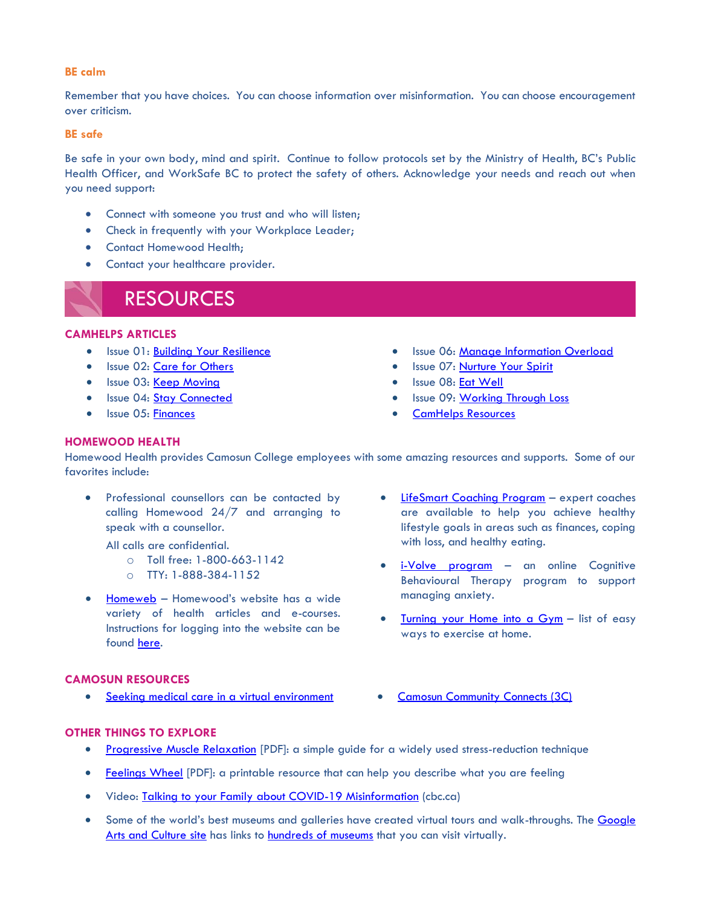**BE calm**

Remember that you have choices. You can choose information over misinformation. You can choose encouragement over criticism.

**BE safe**

Be safe in your own body, mind and spirit. Continue to follow protocols set by the Ministry of Health, BC's Public Health Officer, and WorkSafe BC to protect the safety of others. Acknowledge your needs and reach out when you need support:

- Connect with someone you trust and who will listen;
- Check in frequently with your Workplace Leader;
- Contact Homewood Health;
- Contact your healthcare provider.

# RESOURCES

### CAMHELPS ARTICLES

- Issue 01: Building Your Resilience
- Issue 02: Care for Others
- Issue 03: Keep Moving
- Issue 04: Stay Connected
- Issue 05: Finances
- Issue 06: Manage Information Overload
- Issue 07: Nurture Your Spirit
- Issue 08: Eat Well
- Issue 09: Working Through Loss
- CamHelps Resources

### HOMEWOOD HEALTH

Homewood Health provides Camosun College employees with some amazing resources and supports. Some of our favorites include:

- Professional counsellors can be contacted by calling Homewood 24/7 and arranging to speak with a counsellor.

  All calls are confidential.
  - Toll free: 1-800-663-1142
  - TTY: 1-888-384-1152
- Homeweb – Homewood's website has a wide variety of health articles and e-courses. Instructions for logging into the website can be found here.
- LifeSmart Coaching Program – expert coaches are available to help you achieve healthy lifestyle goals in areas such as finances, coping with loss, and healthy eating.
- i-Volve program – an online Cognitive Behavioural Therapy program to support managing anxiety.
- Turning your Home into a Gym – list of easy ways to exercise at home.

### CAMOSUN RESOURCES

- Seeking medical care in a virtual environment
- Camosun Community Connects (3C)

### OTHER THINGS TO EXPLORE

- Progressive Muscle Relaxation [PDF]: a simple guide for a widely used stress-reduction technique
- Feelings Wheel [PDF]: a printable resource that can help you describe what you are feeling
- Video: Talking to your Family about COVID-19 Misinformation (cbc.ca)
- Some of the world's best museums and galleries have created virtual tours and walk-throughs. The Google Arts and Culture site has links to hundreds of museums that you can visit virtually.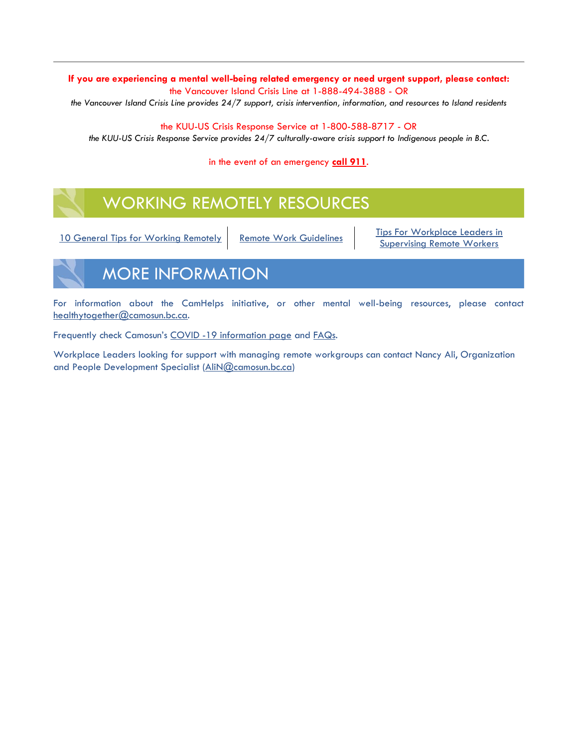---

**If you are experiencing a mental well-being related emergency or need urgent support, please contact:**

the Vancouver Island Crisis Line at 1-888-494-3888 - OR

*the Vancouver Island Crisis Line provides 24/7 support, crisis intervention, information, and resources to Island residents*

the KUU-US Crisis Response Service at 1-800-588-8717 - OR

*the KUU-US Crisis Response Service provides 24/7 culturally-aware crisis support to Indigenous people in B.C.*

in the event of an emergency **call 911**.

## WORKING REMOTELY RESOURCES

| | | |
|---|---|---|
| 10 General Tips for Working Remotely | Remote Work Guidelines | Tips For Workplace Leaders in Supervising Remote Workers |

## MORE INFORMATION

For information about the CamHelps initiative, or other mental well-being resources, please contact healthytogether@camosun.bc.ca.

Frequently check Camosun's COVID -19 information page and FAQs.

Workplace Leaders looking for support with managing remote workgroups can contact Nancy Ali, Organization and People Development Specialist (AliN@camosun.bc.ca)